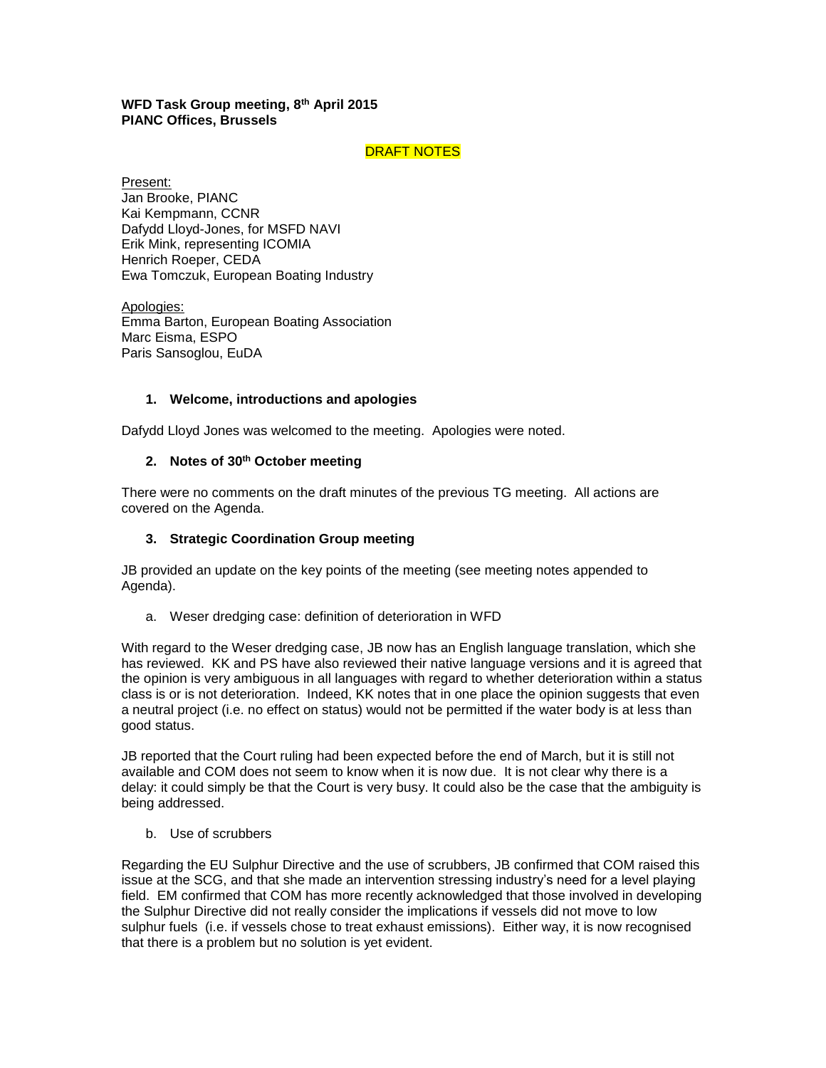**WFD Task Group meeting, 8th April 2015**
**PIANC Offices, Brussels**

DRAFT NOTES

Present:
Jan Brooke, PIANC
Kai Kempmann, CCNR
Dafydd Lloyd-Jones, for MSFD NAVI
Erik Mink, representing ICOMIA
Henrich Roeper, CEDA
Ewa Tomczuk, European Boating Industry

Apologies:
Emma Barton, European Boating Association
Marc Eisma, ESPO
Paris Sansoglou, EuDA

1. **Welcome, introductions and apologies**

Dafydd Lloyd Jones was welcomed to the meeting. Apologies were noted.

2. **Notes of 30th October meeting**

There were no comments on the draft minutes of the previous TG meeting. All actions are covered on the Agenda.

3. **Strategic Coordination Group meeting**

JB provided an update on the key points of the meeting (see meeting notes appended to Agenda).

a. Weser dredging case: definition of deterioration in WFD

With regard to the Weser dredging case, JB now has an English language translation, which she has reviewed. KK and PS have also reviewed their native language versions and it is agreed that the opinion is very ambiguous in all languages with regard to whether deterioration within a status class is or is not deterioration. Indeed, KK notes that in one place the opinion suggests that even a neutral project (i.e. no effect on status) would not be permitted if the water body is at less than good status.

JB reported that the Court ruling had been expected before the end of March, but it is still not available and COM does not seem to know when it is now due. It is not clear why there is a delay: it could simply be that the Court is very busy. It could also be the case that the ambiguity is being addressed.

b. Use of scrubbers

Regarding the EU Sulphur Directive and the use of scrubbers, JB confirmed that COM raised this issue at the SCG, and that she made an intervention stressing industry's need for a level playing field. EM confirmed that COM has more recently acknowledged that those involved in developing the Sulphur Directive did not really consider the implications if vessels did not move to low sulphur fuels (i.e. if vessels chose to treat exhaust emissions). Either way, it is now recognised that there is a problem but no solution is yet evident.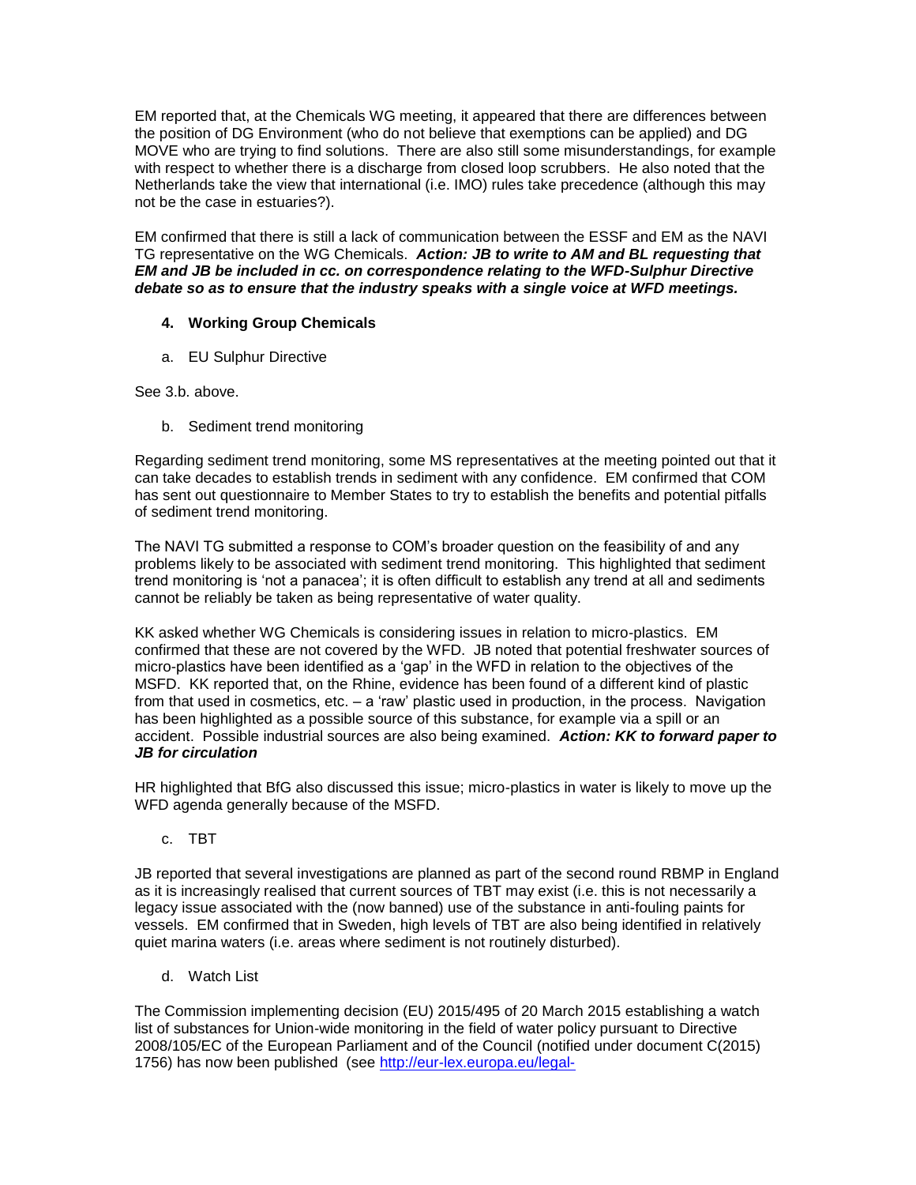EM reported that, at the Chemicals WG meeting, it appeared that there are differences between the position of DG Environment (who do not believe that exemptions can be applied) and DG MOVE who are trying to find solutions. There are also still some misunderstandings, for example with respect to whether there is a discharge from closed loop scrubbers. He also noted that the Netherlands take the view that international (i.e. IMO) rules take precedence (although this may not be the case in estuaries?).

EM confirmed that there is still a lack of communication between the ESSF and EM as the NAVI TG representative on the WG Chemicals. ***Action: JB to write to AM and BL requesting that EM and JB be included in cc. on correspondence relating to the WFD-Sulphur Directive debate so as to ensure that the industry speaks with a single voice at WFD meetings.***

4. **Working Group Chemicals**

   a. EU Sulphur Directive

See 3.b. above.

   b. Sediment trend monitoring

Regarding sediment trend monitoring, some MS representatives at the meeting pointed out that it can take decades to establish trends in sediment with any confidence. EM confirmed that COM has sent out questionnaire to Member States to try to establish the benefits and potential pitfalls of sediment trend monitoring.

The NAVI TG submitted a response to COM's broader question on the feasibility of and any problems likely to be associated with sediment trend monitoring. This highlighted that sediment trend monitoring is 'not a panacea'; it is often difficult to establish any trend at all and sediments cannot be reliably be taken as being representative of water quality.

KK asked whether WG Chemicals is considering issues in relation to micro-plastics. EM confirmed that these are not covered by the WFD. JB noted that potential freshwater sources of micro-plastics have been identified as a 'gap' in the WFD in relation to the objectives of the MSFD. KK reported that, on the Rhine, evidence has been found of a different kind of plastic from that used in cosmetics, etc. – a 'raw' plastic used in production, in the process. Navigation has been highlighted as a possible source of this substance, for example via a spill or an accident. Possible industrial sources are also being examined. ***Action: KK to forward paper to JB for circulation***

HR highlighted that BfG also discussed this issue; micro-plastics in water is likely to move up the WFD agenda generally because of the MSFD.

   c. TBT

JB reported that several investigations are planned as part of the second round RBMP in England as it is increasingly realised that current sources of TBT may exist (i.e. this is not necessarily a legacy issue associated with the (now banned) use of the substance in anti-fouling paints for vessels. EM confirmed that in Sweden, high levels of TBT are also being identified in relatively quiet marina waters (i.e. areas where sediment is not routinely disturbed).

   d. Watch List

The Commission implementing decision (EU) 2015/495 of 20 March 2015 establishing a watch list of substances for Union-wide monitoring in the field of water policy pursuant to Directive 2008/105/EC of the European Parliament and of the Council (notified under document C(2015) 1756) has now been published (see http://eur-lex.europa.eu/legal-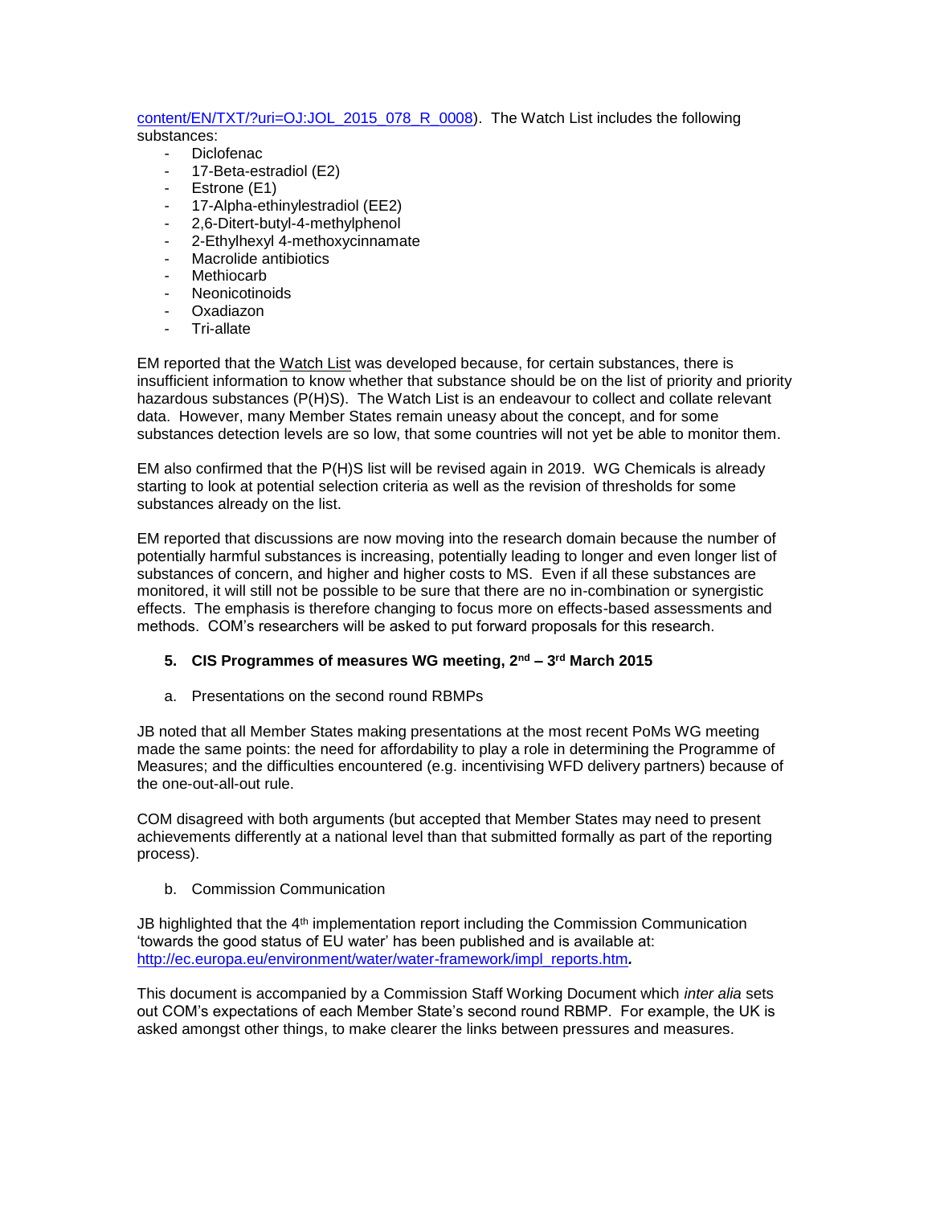content/EN/TXT/?uri=OJ:JOL_2015_078_R_0008). The Watch List includes the following substances:

- Diclofenac
- 17-Beta-estradiol (E2)
- Estrone (E1)
- 17-Alpha-ethinylestradiol (EE2)
- 2,6-Ditert-butyl-4-methylphenol
- 2-Ethylhexyl 4-methoxycinnamate
- Macrolide antibiotics
- Methiocarb
- Neonicotinoids
- Oxadiazon
- Tri-allate

EM reported that the Watch List was developed because, for certain substances, there is insufficient information to know whether that substance should be on the list of priority and priority hazardous substances (P(H)S). The Watch List is an endeavour to collect and collate relevant data. However, many Member States remain uneasy about the concept, and for some substances detection levels are so low, that some countries will not yet be able to monitor them.

EM also confirmed that the P(H)S list will be revised again in 2019. WG Chemicals is already starting to look at potential selection criteria as well as the revision of thresholds for some substances already on the list.

EM reported that discussions are now moving into the research domain because the number of potentially harmful substances is increasing, potentially leading to longer and even longer list of substances of concern, and higher and higher costs to MS. Even if all these substances are monitored, it will still not be possible to be sure that there are no in-combination or synergistic effects. The emphasis is therefore changing to focus more on effects-based assessments and methods. COM's researchers will be asked to put forward proposals for this research.

**5. CIS Programmes of measures WG meeting, 2nd – 3rd March 2015**

a. Presentations on the second round RBMPs

JB noted that all Member States making presentations at the most recent PoMs WG meeting made the same points: the need for affordability to play a role in determining the Programme of Measures; and the difficulties encountered (e.g. incentivising WFD delivery partners) because of the one-out-all-out rule.

COM disagreed with both arguments (but accepted that Member States may need to present achievements differently at a national level than that submitted formally as part of the reporting process).

b. Commission Communication

JB highlighted that the 4th implementation report including the Commission Communication 'towards the good status of EU water' has been published and is available at: http://ec.europa.eu/environment/water/water-framework/impl_reports.htm.

This document is accompanied by a Commission Staff Working Document which *inter alia* sets out COM's expectations of each Member State's second round RBMP. For example, the UK is asked amongst other things, to make clearer the links between pressures and measures.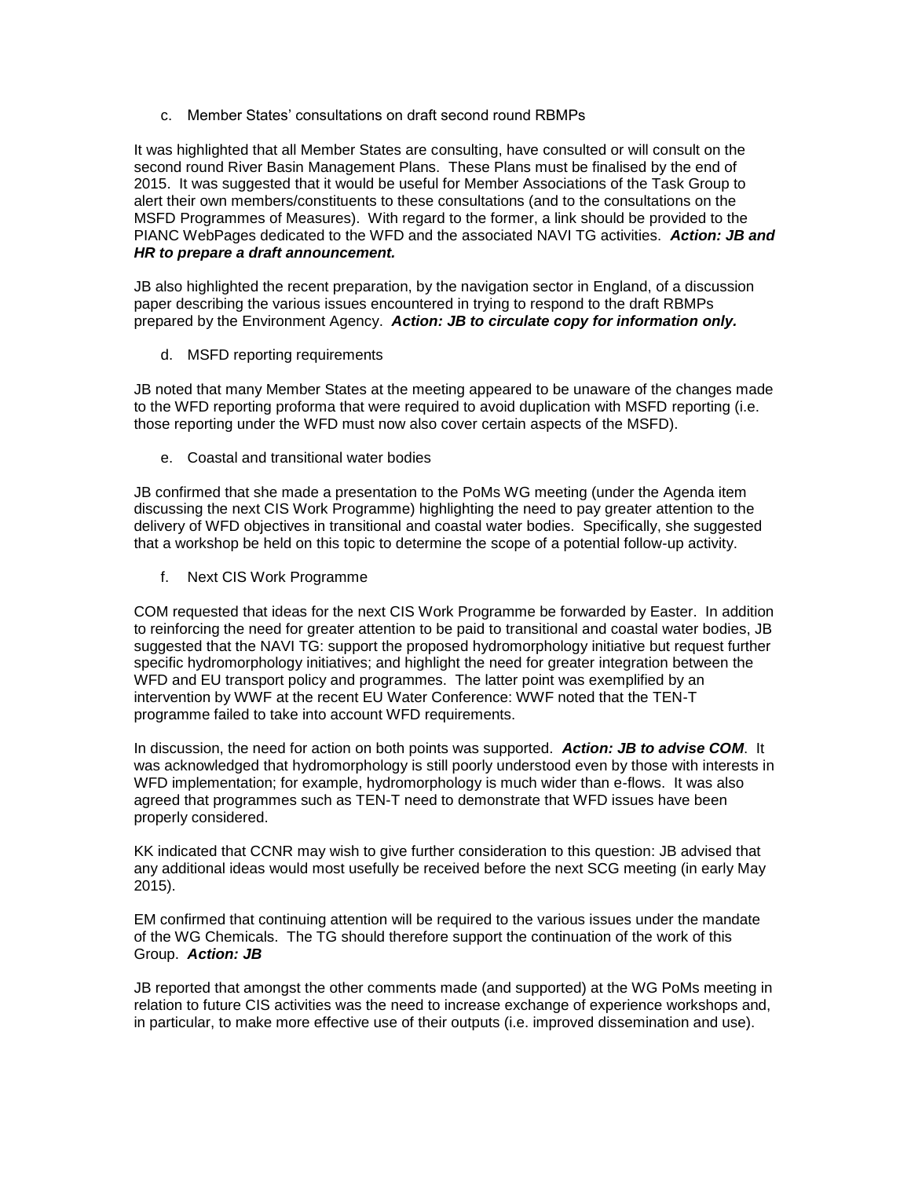c. Member States' consultations on draft second round RBMPs

It was highlighted that all Member States are consulting, have consulted or will consult on the second round River Basin Management Plans. These Plans must be finalised by the end of 2015. It was suggested that it would be useful for Member Associations of the Task Group to alert their own members/constituents to these consultations (and to the consultations on the MSFD Programmes of Measures). With regard to the former, a link should be provided to the PIANC WebPages dedicated to the WFD and the associated NAVI TG activities. ***Action: JB and HR to prepare a draft announcement.***

JB also highlighted the recent preparation, by the navigation sector in England, of a discussion paper describing the various issues encountered in trying to respond to the draft RBMPs prepared by the Environment Agency. ***Action: JB to circulate copy for information only.***

d. MSFD reporting requirements

JB noted that many Member States at the meeting appeared to be unaware of the changes made to the WFD reporting proforma that were required to avoid duplication with MSFD reporting (i.e. those reporting under the WFD must now also cover certain aspects of the MSFD).

e. Coastal and transitional water bodies

JB confirmed that she made a presentation to the PoMs WG meeting (under the Agenda item discussing the next CIS Work Programme) highlighting the need to pay greater attention to the delivery of WFD objectives in transitional and coastal water bodies. Specifically, she suggested that a workshop be held on this topic to determine the scope of a potential follow-up activity.

f. Next CIS Work Programme

COM requested that ideas for the next CIS Work Programme be forwarded by Easter. In addition to reinforcing the need for greater attention to be paid to transitional and coastal water bodies, JB suggested that the NAVI TG: support the proposed hydromorphology initiative but request further specific hydromorphology initiatives; and highlight the need for greater integration between the WFD and EU transport policy and programmes. The latter point was exemplified by an intervention by WWF at the recent EU Water Conference: WWF noted that the TEN-T programme failed to take into account WFD requirements.

In discussion, the need for action on both points was supported. ***Action: JB to advise COM***. It was acknowledged that hydromorphology is still poorly understood even by those with interests in WFD implementation; for example, hydromorphology is much wider than e-flows. It was also agreed that programmes such as TEN-T need to demonstrate that WFD issues have been properly considered.

KK indicated that CCNR may wish to give further consideration to this question: JB advised that any additional ideas would most usefully be received before the next SCG meeting (in early May 2015).

EM confirmed that continuing attention will be required to the various issues under the mandate of the WG Chemicals. The TG should therefore support the continuation of the work of this Group. ***Action: JB***

JB reported that amongst the other comments made (and supported) at the WG PoMs meeting in relation to future CIS activities was the need to increase exchange of experience workshops and, in particular, to make more effective use of their outputs (i.e. improved dissemination and use).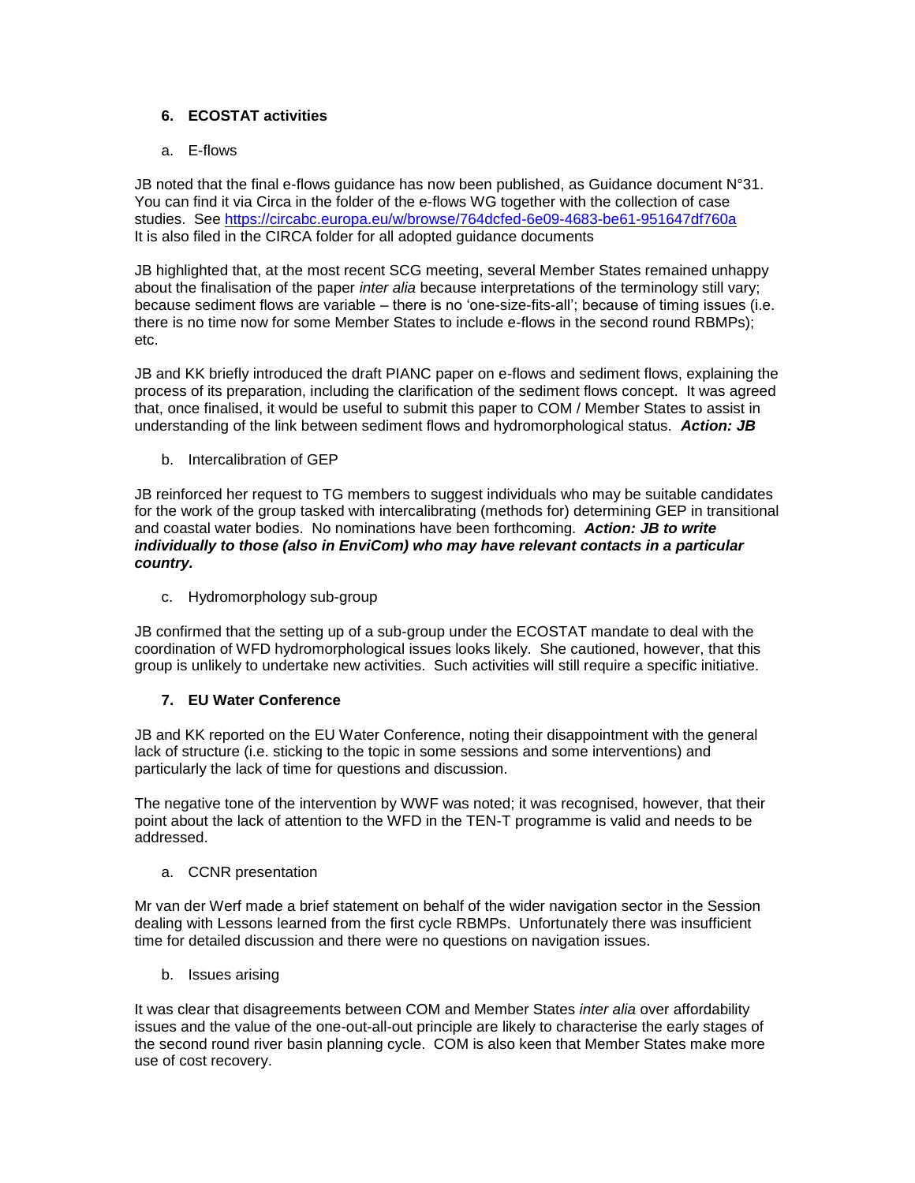## 6. ECOSTAT activities

### a. E-flows

JB noted that the final e-flows guidance has now been published, as Guidance document N°31. You can find it via Circa in the folder of the e-flows WG together with the collection of case studies. See https://circabc.europa.eu/w/browse/764dcfed-6e09-4683-be61-951647df760a
It is also filed in the CIRCA folder for all adopted guidance documents

JB highlighted that, at the most recent SCG meeting, several Member States remained unhappy about the finalisation of the paper *inter alia* because interpretations of the terminology still vary; because sediment flows are variable – there is no 'one-size-fits-all'; because of timing issues (i.e. there is no time now for some Member States to include e-flows in the second round RBMPs); etc.

JB and KK briefly introduced the draft PIANC paper on e-flows and sediment flows, explaining the process of its preparation, including the clarification of the sediment flows concept. It was agreed that, once finalised, it would be useful to submit this paper to COM / Member States to assist in understanding of the link between sediment flows and hydromorphological status. ***Action: JB***

### b. Intercalibration of GEP

JB reinforced her request to TG members to suggest individuals who may be suitable candidates for the work of the group tasked with intercalibrating (methods for) determining GEP in transitional and coastal water bodies. No nominations have been forthcoming. ***Action: JB to write individually to those (also in EnviCom) who may have relevant contacts in a particular country.***

### c. Hydromorphology sub-group

JB confirmed that the setting up of a sub-group under the ECOSTAT mandate to deal with the coordination of WFD hydromorphological issues looks likely. She cautioned, however, that this group is unlikely to undertake new activities. Such activities will still require a specific initiative.

## 7. EU Water Conference

JB and KK reported on the EU Water Conference, noting their disappointment with the general lack of structure (i.e. sticking to the topic in some sessions and some interventions) and particularly the lack of time for questions and discussion.

The negative tone of the intervention by WWF was noted; it was recognised, however, that their point about the lack of attention to the WFD in the TEN-T programme is valid and needs to be addressed.

### a. CCNR presentation

Mr van der Werf made a brief statement on behalf of the wider navigation sector in the Session dealing with Lessons learned from the first cycle RBMPs. Unfortunately there was insufficient time for detailed discussion and there were no questions on navigation issues.

### b. Issues arising

It was clear that disagreements between COM and Member States *inter alia* over affordability issues and the value of the one-out-all-out principle are likely to characterise the early stages of the second round river basin planning cycle. COM is also keen that Member States make more use of cost recovery.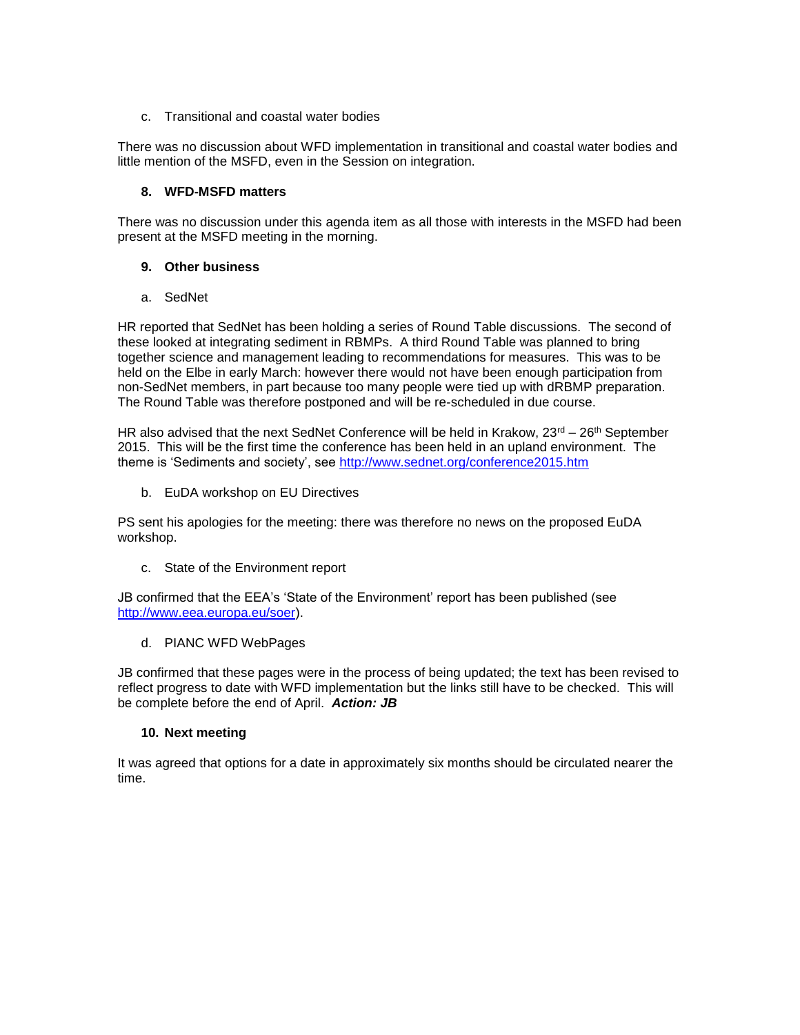c. Transitional and coastal water bodies

There was no discussion about WFD implementation in transitional and coastal water bodies and little mention of the MSFD, even in the Session on integration.

### 8. WFD-MSFD matters

There was no discussion under this agenda item as all those with interests in the MSFD had been present at the MSFD meeting in the morning.

### 9. Other business

a. SedNet

HR reported that SedNet has been holding a series of Round Table discussions. The second of these looked at integrating sediment in RBMPs. A third Round Table was planned to bring together science and management leading to recommendations for measures. This was to be held on the Elbe in early March: however there would not have been enough participation from non-SedNet members, in part because too many people were tied up with dRBMP preparation. The Round Table was therefore postponed and will be re-scheduled in due course.

HR also advised that the next SedNet Conference will be held in Krakow, 23rd – 26th September 2015. This will be the first time the conference has been held in an upland environment. The theme is 'Sediments and society', see http://www.sednet.org/conference2015.htm

b. EuDA workshop on EU Directives

PS sent his apologies for the meeting: there was therefore no news on the proposed EuDA workshop.

c. State of the Environment report

JB confirmed that the EEA's 'State of the Environment' report has been published (see http://www.eea.europa.eu/soer).

d. PIANC WFD WebPages

JB confirmed that these pages were in the process of being updated; the text has been revised to reflect progress to date with WFD implementation but the links still have to be checked. This will be complete before the end of April. ***Action: JB***

### 10. Next meeting

It was agreed that options for a date in approximately six months should be circulated nearer the time.